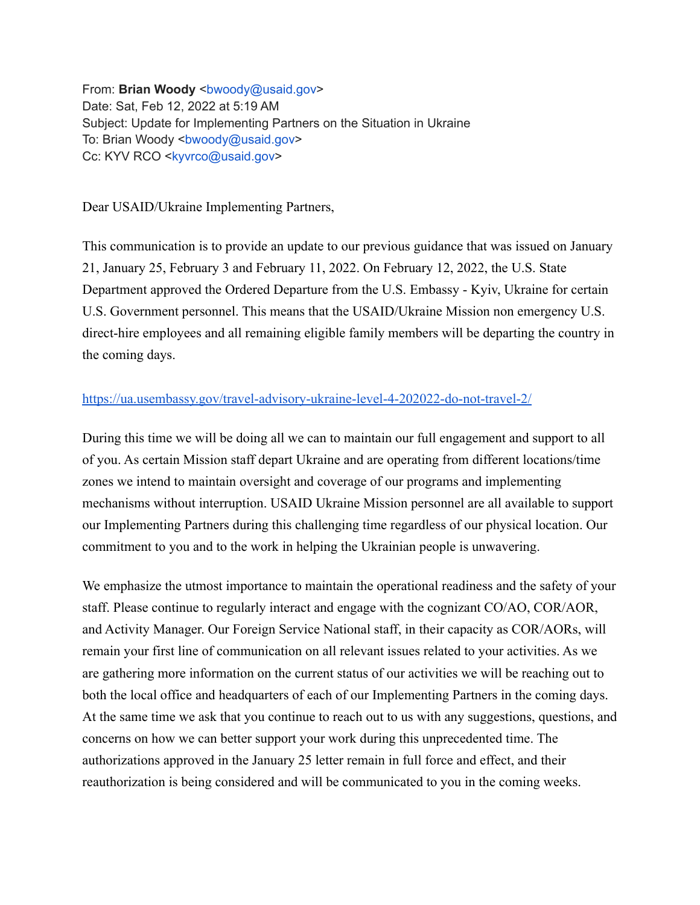From: **Brian Woody** <bwoody@usaid.gov>
Date: Sat, Feb 12, 2022 at 5:19 AM
Subject: Update for Implementing Partners on the Situation in Ukraine
To: Brian Woody <bwoody@usaid.gov>
Cc: KYV RCO <kyvrco@usaid.gov>

Dear USAID/Ukraine Implementing Partners,

This communication is to provide an update to our previous guidance that was issued on January 21, January 25, February 3 and February 11, 2022. On February 12, 2022, the U.S. State Department approved the Ordered Departure from the U.S. Embassy - Kyiv, Ukraine for certain U.S. Government personnel. This means that the USAID/Ukraine Mission non emergency U.S. direct-hire employees and all remaining eligible family members will be departing the country in the coming days.

https://ua.usembassy.gov/travel-advisory-ukraine-level-4-202022-do-not-travel-2/

During this time we will be doing all we can to maintain our full engagement and support to all of you. As certain Mission staff depart Ukraine and are operating from different locations/time zones we intend to maintain oversight and coverage of our programs and implementing mechanisms without interruption. USAID Ukraine Mission personnel are all available to support our Implementing Partners during this challenging time regardless of our physical location. Our commitment to you and to the work in helping the Ukrainian people is unwavering.

We emphasize the utmost importance to maintain the operational readiness and the safety of your staff. Please continue to regularly interact and engage with the cognizant CO/AO, COR/AOR, and Activity Manager. Our Foreign Service National staff, in their capacity as COR/AORs, will remain your first line of communication on all relevant issues related to your activities. As we are gathering more information on the current status of our activities we will be reaching out to both the local office and headquarters of each of our Implementing Partners in the coming days. At the same time we ask that you continue to reach out to us with any suggestions, questions, and concerns on how we can better support your work during this unprecedented time. The authorizations approved in the January 25 letter remain in full force and effect, and their reauthorization is being considered and will be communicated to you in the coming weeks.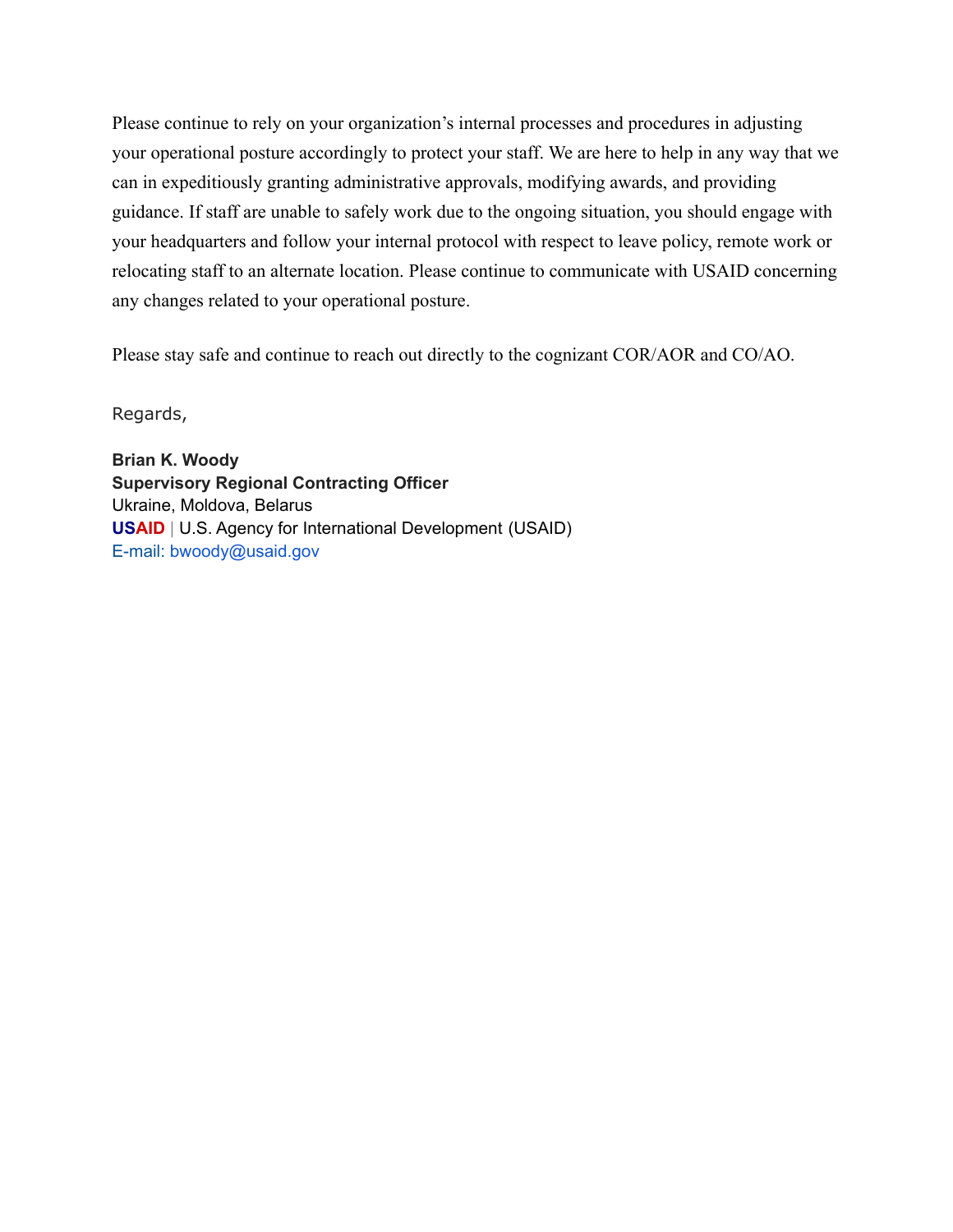Please continue to rely on your organization's internal processes and procedures in adjusting your operational posture accordingly to protect your staff. We are here to help in any way that we can in expeditiously granting administrative approvals, modifying awards, and providing guidance. If staff are unable to safely work due to the ongoing situation, you should engage with your headquarters and follow your internal protocol with respect to leave policy, remote work or relocating staff to an alternate location. Please continue to communicate with USAID concerning any changes related to your operational posture.

Please stay safe and continue to reach out directly to the cognizant COR/AOR and CO/AO.

Regards,

**Brian K. Woody**
**Supervisory Regional Contracting Officer**
Ukraine, Moldova, Belarus
**USAID** | U.S. Agency for International Development (USAID)
E-mail: bwoody@usaid.gov